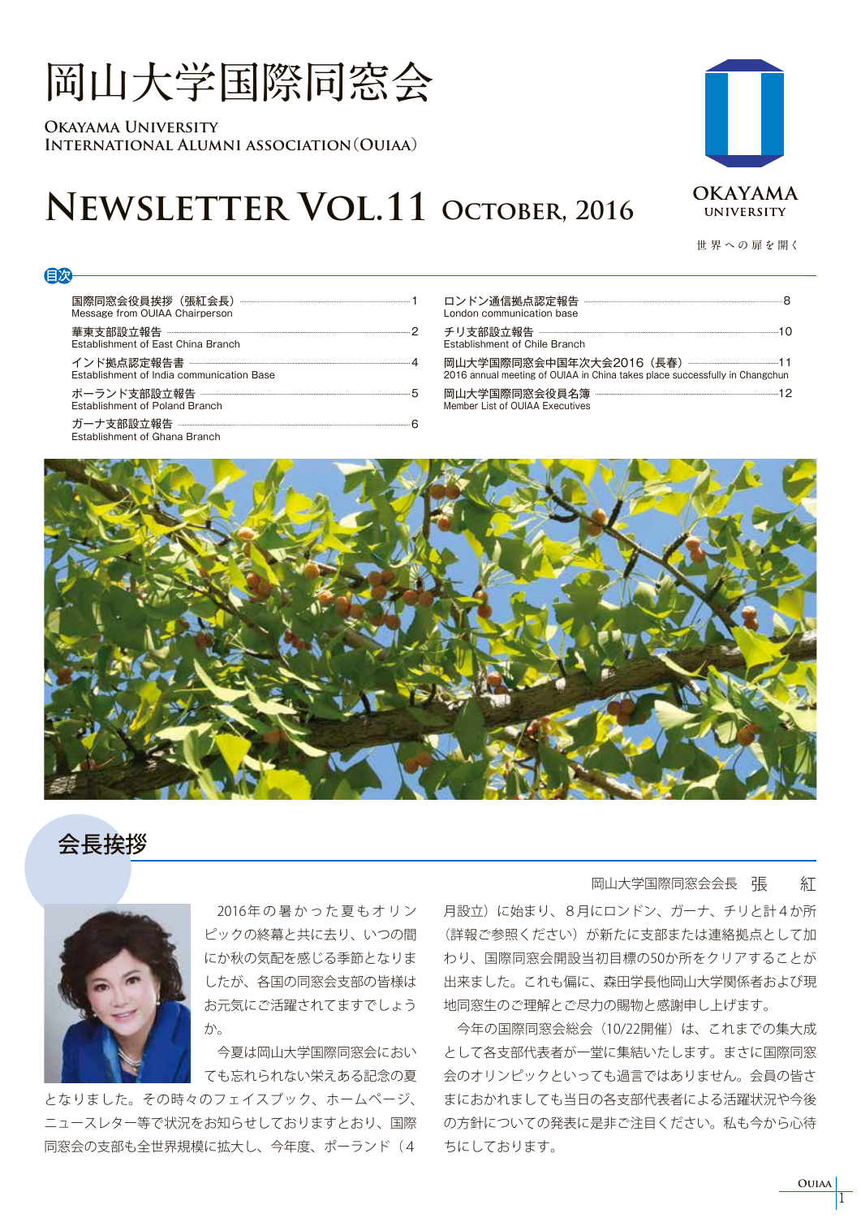# 岡山大学国際同窓会

OKAYAMA UNIVERSITY
INTERNATIONAL ALUMNI ASSOCIATION（OUIAA）

# NEWSLETTER VOL.11 OCTOBER, 2016

OKAYAMA UNIVERSITY

世界への扉を開く

## 目次

| 項目 | 頁 |
|---|---|
| 国際同窓会役員挨拶（張紅会長） Message from OUIAA Chairperson | 1 |
| 華東支部設立報告 Establishment of East China Branch | 2 |
| インド拠点認定報告書 Establishment of India communication Base | 4 |
| ポーランド支部設立報告 Establishment of Poland Branch | 5 |
| ガーナ支部設立報告 Establishment of Ghana Branch | 6 |
| ロンドン通信拠点認定報告 London communication base | 8 |
| チリ支部設立報告 Establishment of Chile Branch | 10 |
| 岡山大学国際同窓会中国年次大会2016（長春） 2016 annual meeting of OUIAA in China takes place successfully in Changchun | 11 |
| 岡山大学国際同窓会役員名簿 Member List of OUIAA Executives | 12 |

## 会長挨拶

岡山大学国際同窓会会長　張　紅

2016年の暑かった夏もオリンピックの終幕と共に去り、いつの間にか秋の気配を感じる季節となりましたが、各国の同窓会支部の皆様はお元気にご活躍されてますでしょうか。

今夏は岡山大学国際同窓会においても忘れられない栄えある記念の夏となりました。その時々のフェイスブック、ホームページ、ニュースレター等で状況をお知らせしておりますとおり、国際同窓会の支部も全世界規模に拡大し、今年度、ポーランド（4月設立）に始まり、8月にロンドン、ガーナ、チリと計4か所（詳報ご参照ください）が新たに支部または連絡拠点として加わり、国際同窓会開設当初目標の50か所をクリアすることが出来ました。これも偏に、森田学長他岡山大学関係者および現地同窓生のご理解とご尽力の賜物と感謝申し上げます。

今年の国際同窓会総会（10/22開催）は、これまでの集大成として各支部代表者が一堂に集結いたします。まさに国際同窓会のオリンピックといっても過言ではありません。会員の皆さまにおかれましても当日の各支部代表者による活躍状況や今後の方針についての発表に是非ご注目ください。私も今から心待ちにしております。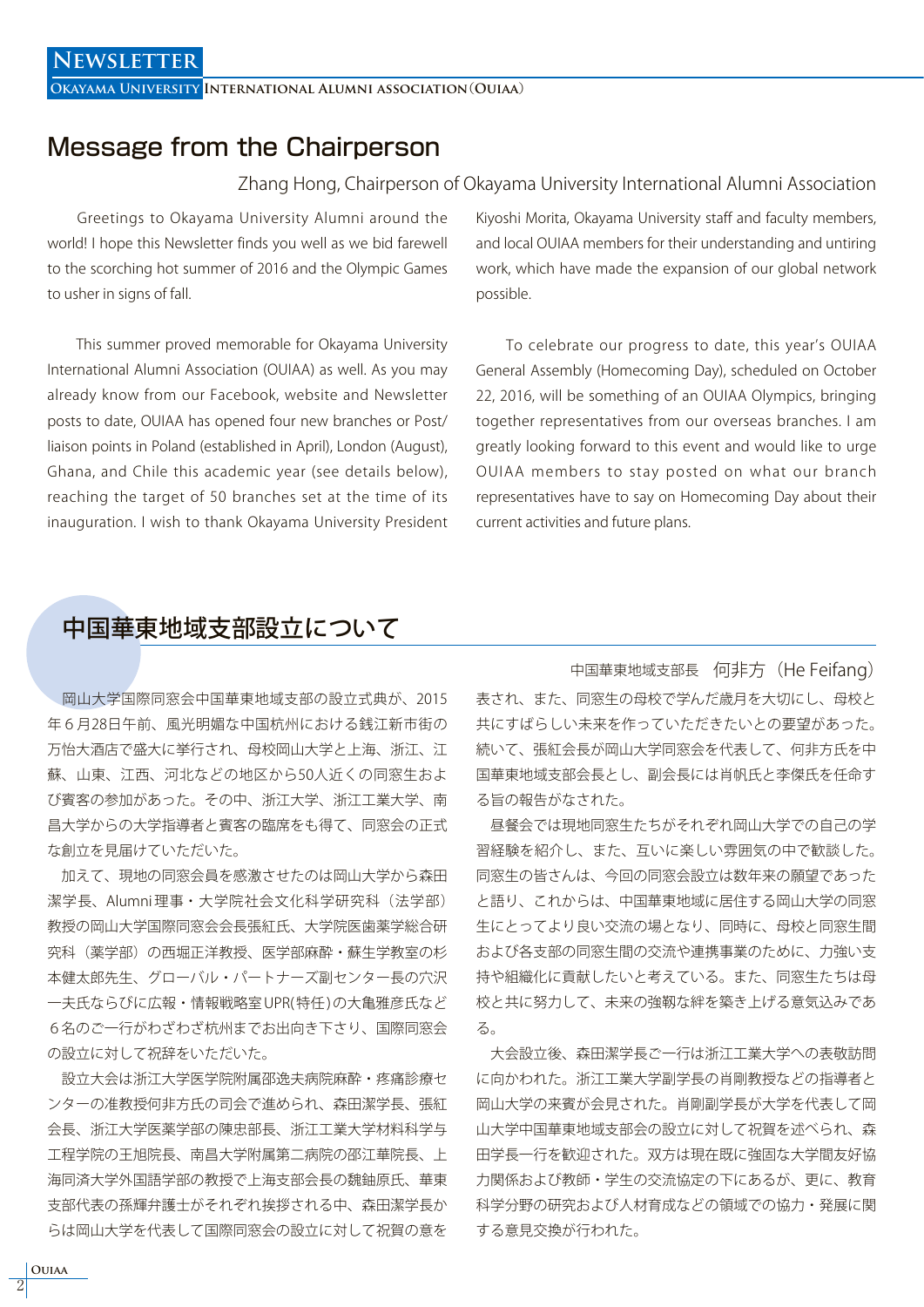## Message from the Chairperson

Zhang Hong, Chairperson of Okayama University International Alumni Association

Greetings to Okayama University Alumni around the world! I hope this Newsletter finds you well as we bid farewell to the scorching hot summer of 2016 and the Olympic Games to usher in signs of fall.

This summer proved memorable for Okayama University International Alumni Association (OUIAA) as well. As you may already know from our Facebook, website and Newsletter posts to date, OUIAA has opened four new branches or Post/ liaison points in Poland (established in April), London (August), Ghana, and Chile this academic year (see details below), reaching the target of 50 branches set at the time of its inauguration. I wish to thank Okayama University President Kiyoshi Morita, Okayama University staff and faculty members, and local OUIAA members for their understanding and untiring work, which have made the expansion of our global network possible.

To celebrate our progress to date, this year's OUIAA General Assembly (Homecoming Day), scheduled on October 22, 2016, will be something of an OUIAA Olympics, bringing together representatives from our overseas branches. I am greatly looking forward to this event and would like to urge OUIAA members to stay posted on what our branch representatives have to say on Homecoming Day about their current activities and future plans.

## 中国華東地域支部設立について

中国華東地域支部長　何非方（He Feifang）

岡山大学国際同窓会中国華東地域支部の設立式典が、2015年６月28日午前、風光明媚な中国杭州における銭江新市街の万怡大酒店で盛大に挙行され、母校岡山大学と上海、浙江、江蘇、山東、江西、河北などの地区から50人近くの同窓生および賓客の参加があった。その中、浙江大学、浙江工業大学、南昌大学からの大学指導者と賓客の臨席をも得て、同窓会の正式な創立を見届けていただいた。

加えて、現地の同窓会員を感激させたのは岡山大学から森田潔学長、Alumni理事・大学院社会文化科学研究科（法学部）教授の岡山大学国際同窓会会長張紅氏、大学院医歯薬学総合研究科（薬学部）の西堀正洋教授、医学部麻酔・蘇生学教室の杉本健太郎先生、グローバル・パートナーズ副センター長の穴沢一夫氏ならびに広報・情報戦略室UPR(特任)の大亀雅彦氏など６名のご一行がわざわざ杭州までお出向き下さり、国際同窓会の設立に対して祝辞をいただいた。

設立大会は浙江大学医学院附属邵逸夫病院麻酔・疼痛診療センターの准教授何非方氏の司会で進められ、森田潔学長、張紅会長、浙江大学医薬学部の陳忠部長、浙江工業大学材料科学与工程学院の王旭院長、南昌大学附属第二病院の邵江華院長、上海同済大学外国語学部の教授で上海支部会長の魏鈾原氏、華東支部代表の孫輝弁護士がそれぞれ挨拶される中、森田潔学長からは岡山大学を代表して国際同窓会の設立に対して祝賀の意を表され、また、同窓生の母校で学んだ歳月を大切にし、母校と共にすばらしい未来を作っていただきたいとの要望があった。続いて、張紅会長が岡山大学同窓会を代表して、何非方氏を中国華東地域支部会長とし、副会長には肖帆氏と李傑氏を任命する旨の報告がなされた。

昼餐会では現地同窓生たちがそれぞれ岡山大学での自己の学習経験を紹介し、また、互いに楽しい雰囲気の中で歓談した。同窓生の皆さんは、今回の同窓会設立は数年来の願望であったと語り、これからは、中国華東地域に居住する岡山大学の同窓生にとってより良い交流の場となり、同時に、母校と同窓生間および各支部の同窓生間の交流や連携事業のために、力強い支持や組織化に貢献したいと考えている。また、同窓生たちは母校と共に努力して、未来の強靭な絆を築き上げる意気込みである。

大会設立後、森田潔学長ご一行は浙江工業大学への表敬訪問に向かわれた。浙江工業大学副学長の肖剛教授などの指導者と岡山大学の来賓が会見された。肖剛副学長が大学を代表して岡山大学中国華東地域支部会の設立に対して祝賀を述べられ、森田学長一行を歓迎された。双方は現在既に強固な大学間友好協力関係および教師・学生の交流協定の下にあるが、更に、教育科学分野の研究および人材育成などの領域での協力・発展に関する意見交換が行われた。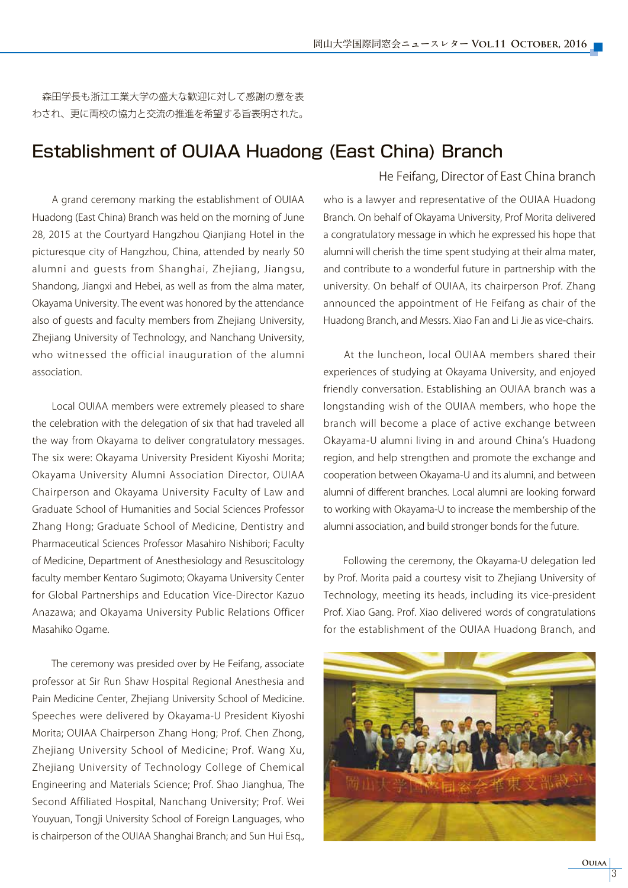森田学長も浙江工業大学の盛大な歓迎に対して感謝の意を表わされ、更に両校の協力と交流の推進を希望する旨表明された。

## Establishment of OUIAA Huadong (East China) Branch

He Feifang, Director of East China branch

A grand ceremony marking the establishment of OUIAA Huadong (East China) Branch was held on the morning of June 28, 2015 at the Courtyard Hangzhou Qianjiang Hotel in the picturesque city of Hangzhou, China, attended by nearly 50 alumni and guests from Shanghai, Zhejiang, Jiangsu, Shandong, Jiangxi and Hebei, as well as from the alma mater, Okayama University. The event was honored by the attendance also of guests and faculty members from Zhejiang University, Zhejiang University of Technology, and Nanchang University, who witnessed the official inauguration of the alumni association.

Local OUIAA members were extremely pleased to share the celebration with the delegation of six that had traveled all the way from Okayama to deliver congratulatory messages. The six were: Okayama University President Kiyoshi Morita; Okayama University Alumni Association Director, OUIAA Chairperson and Okayama University Faculty of Law and Graduate School of Humanities and Social Sciences Professor Zhang Hong; Graduate School of Medicine, Dentistry and Pharmaceutical Sciences Professor Masahiro Nishibori; Faculty of Medicine, Department of Anesthesiology and Resuscitology faculty member Kentaro Sugimoto; Okayama University Center for Global Partnerships and Education Vice-Director Kazuo Anazawa; and Okayama University Public Relations Officer Masahiko Ogame.

The ceremony was presided over by He Feifang, associate professor at Sir Run Shaw Hospital Regional Anesthesia and Pain Medicine Center, Zhejiang University School of Medicine. Speeches were delivered by Okayama-U President Kiyoshi Morita; OUIAA Chairperson Zhang Hong; Prof. Chen Zhong, Zhejiang University School of Medicine; Prof. Wang Xu, Zhejiang University of Technology College of Chemical Engineering and Materials Science; Prof. Shao Jianghua, The Second Affiliated Hospital, Nanchang University; Prof. Wei Youyuan, Tongji University School of Foreign Languages, who is chairperson of the OUIAA Shanghai Branch; and Sun Hui Esq., who is a lawyer and representative of the OUIAA Huadong Branch. On behalf of Okayama University, Prof Morita delivered a congratulatory message in which he expressed his hope that alumni will cherish the time spent studying at their alma mater, and contribute to a wonderful future in partnership with the university. On behalf of OUIAA, its chairperson Prof. Zhang announced the appointment of He Feifang as chair of the Huadong Branch, and Messrs. Xiao Fan and Li Jie as vice-chairs.

At the luncheon, local OUIAA members shared their experiences of studying at Okayama University, and enjoyed friendly conversation. Establishing an OUIAA branch was a longstanding wish of the OUIAA members, who hope the branch will become a place of active exchange between Okayama-U alumni living in and around China's Huadong region, and help strengthen and promote the exchange and cooperation between Okayama-U and its alumni, and between alumni of different branches. Local alumni are looking forward to working with Okayama-U to increase the membership of the alumni association, and build stronger bonds for the future.

Following the ceremony, the Okayama-U delegation led by Prof. Morita paid a courtesy visit to Zhejiang University of Technology, meeting its heads, including its vice-president Prof. Xiao Gang. Prof. Xiao delivered words of congratulations for the establishment of the OUIAA Huadong Branch, and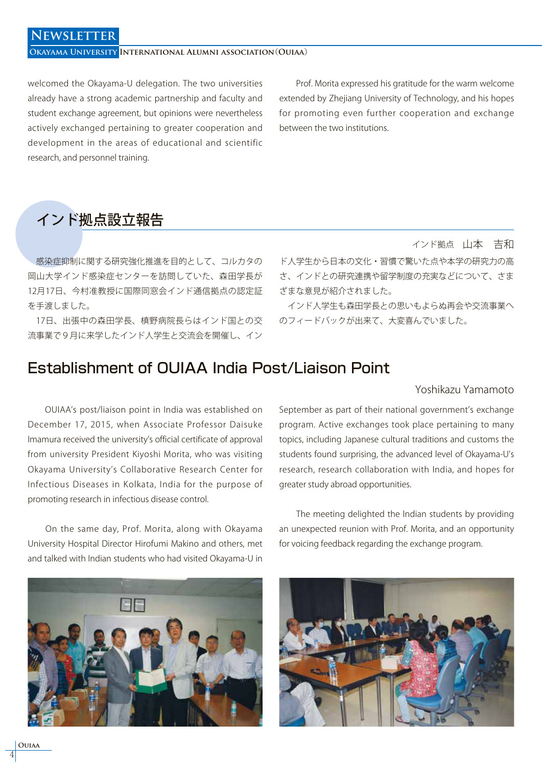welcomed the Okayama-U delegation. The two universities already have a strong academic partnership and faculty and student exchange agreement, but opinions were nevertheless actively exchanged pertaining to greater cooperation and development in the areas of educational and scientific research, and personnel training.

Prof. Morita expressed his gratitude for the warm welcome extended by Zhejiang University of Technology, and his hopes for promoting even further cooperation and exchange between the two institutions.

## インド拠点設立報告

インド拠点　山本　吉和

感染症抑制に関する研究強化推進を目的として、コルカタの岡山大学インド感染症センターを訪問していた、森田学長が12月17日、今村准教授に国際同窓会インド通信拠点の認定証を手渡しました。

17日、出張中の森田学長、槙野病院長らはインド国との交流事業で９月に来学したインド人学生と交流会を開催し、インド人学生から日本の文化・習慣で驚いた点や本学の研究力の高さ、インドとの研究連携や留学制度の充実などについて、さまざまな意見が紹介されました。

インド人学生も森田学長との思いもよらぬ再会や交流事業へのフィードバックが出来て、大変喜んでいました。

## Establishment of OUIAA India Post/Liaison Point

Yoshikazu Yamamoto

OUIAA's post/liaison point in India was established on December 17, 2015, when Associate Professor Daisuke Imamura received the university's official certificate of approval from university President Kiyoshi Morita, who was visiting Okayama University's Collaborative Research Center for Infectious Diseases in Kolkata, India for the purpose of promoting research in infectious disease control.

On the same day, Prof. Morita, along with Okayama University Hospital Director Hirofumi Makino and others, met and talked with Indian students who had visited Okayama-U in September as part of their national government's exchange program. Active exchanges took place pertaining to many topics, including Japanese cultural traditions and customs the students found surprising, the advanced level of Okayama-U's research, research collaboration with India, and hopes for greater study abroad opportunities.

The meeting delighted the Indian students by providing an unexpected reunion with Prof. Morita, and an opportunity for voicing feedback regarding the exchange program.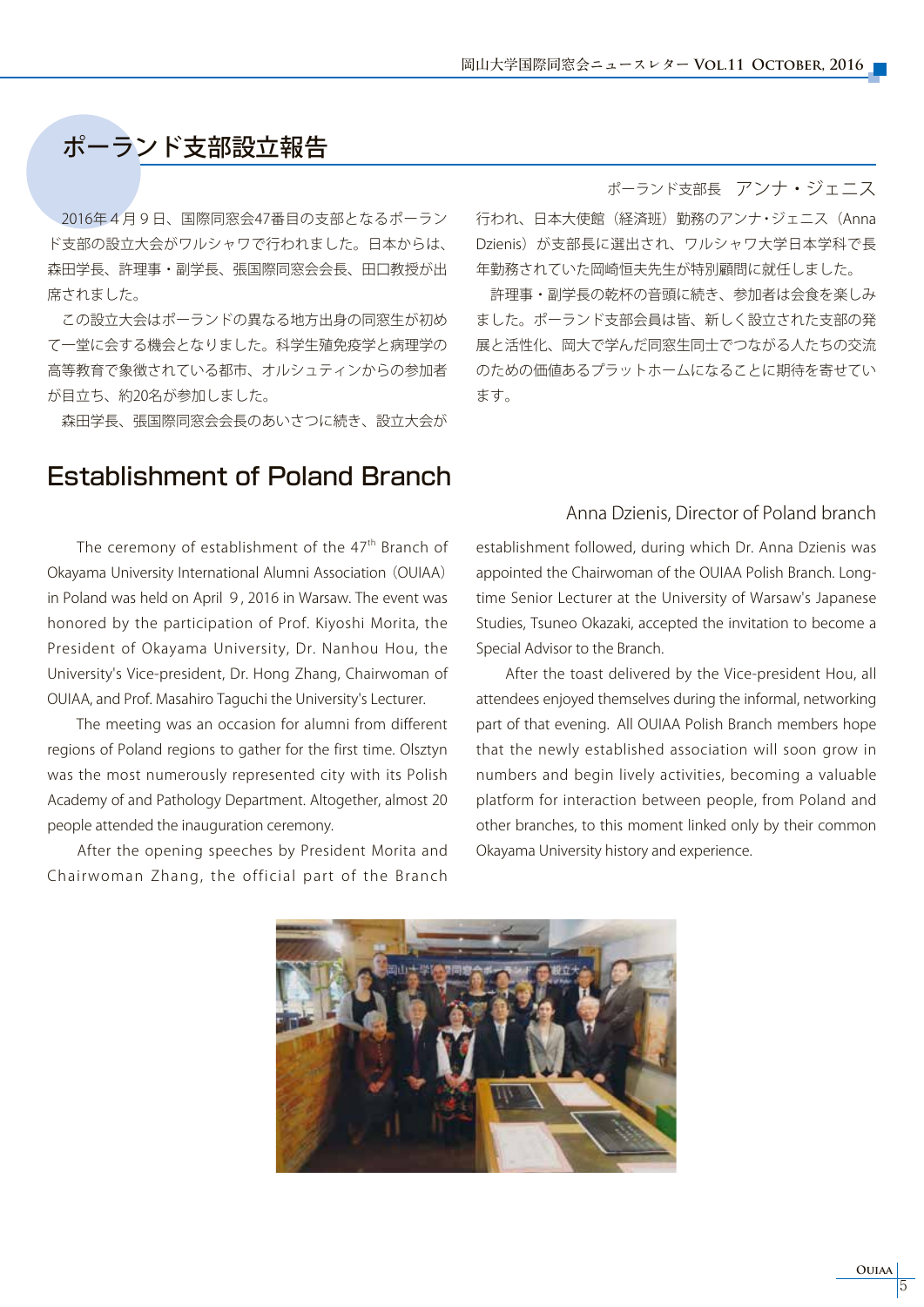# ポーランド支部設立報告

ポーランド支部長　アンナ・ジェニス

2016年４月９日、国際同窓会47番目の支部となるポーランド支部の設立大会がワルシャワで行われました。日本からは、森田学長、許理事・副学長、張国際同窓会会長、田口教授が出席されました。

この設立大会はポーランドの異なる地方出身の同窓生が初めて一堂に会する機会となりました。科学生殖免疫学と病理学の高等教育で象徴されている都市、オルシュティンからの参加者が目立ち、約20名が参加しました。

森田学長、張国際同窓会会長のあいさつに続き、設立大会が行われ、日本大使館（経済班）勤務のアンナ・ジェニス（Anna Dzienis）が支部長に選出され、ワルシャワ大学日本学科で長年勤務されていた岡崎恒夫先生が特別顧問に就任しました。

許理事・副学長の乾杯の音頭に続き、参加者は会食を楽しみました。ポーランド支部会員は皆、新しく設立された支部の発展と活性化、岡大で学んだ同窓生同士でつながる人たちの交流のための価値あるプラットホームになることに期待を寄せています。

# Establishment of Poland Branch

Anna Dzienis, Director of Poland branch

The ceremony of establishment of the 47th Branch of Okayama University International Alumni Association (OUIAA) in Poland was held on April 9, 2016 in Warsaw. The event was honored by the participation of Prof. Kiyoshi Morita, the President of Okayama University, Dr. Nanhou Hou, the University's Vice-president, Dr. Hong Zhang, Chairwoman of OUIAA, and Prof. Masahiro Taguchi the University's Lecturer.

The meeting was an occasion for alumni from different regions of Poland regions to gather for the first time. Olsztyn was the most numerously represented city with its Polish Academy of and Pathology Department. Altogether, almost 20 people attended the inauguration ceremony.

After the opening speeches by President Morita and Chairwoman Zhang, the official part of the Branch establishment followed, during which Dr. Anna Dzienis was appointed the Chairwoman of the OUIAA Polish Branch. Long-time Senior Lecturer at the University of Warsaw's Japanese Studies, Tsuneo Okazaki, accepted the invitation to become a Special Advisor to the Branch.

After the toast delivered by the Vice-president Hou, all attendees enjoyed themselves during the informal, networking part of that evening. All OUIAA Polish Branch members hope that the newly established association will soon grow in numbers and begin lively activities, becoming a valuable platform for interaction between people, from Poland and other branches, to this moment linked only by their common Okayama University history and experience.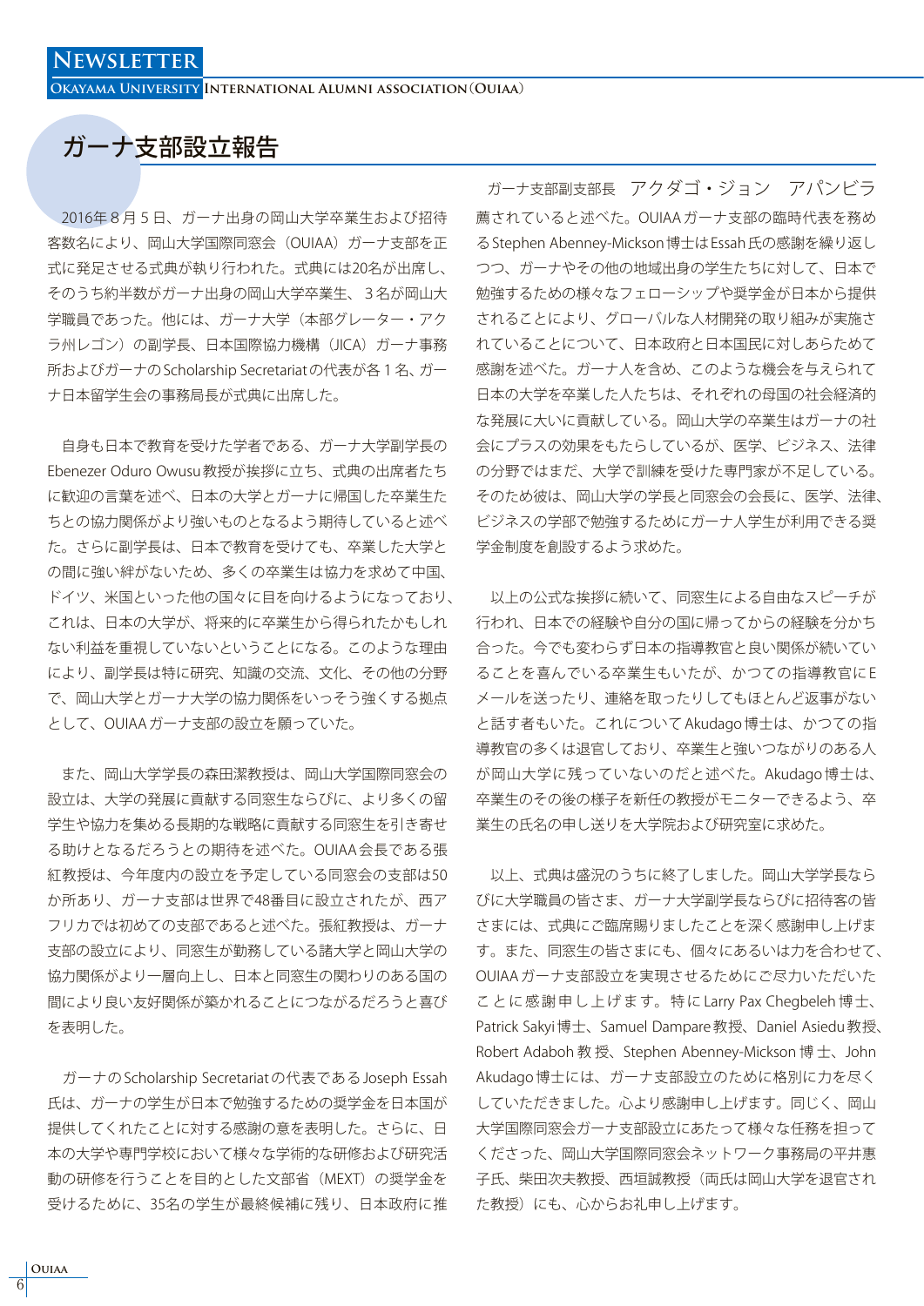# ガーナ支部設立報告

ガーナ支部副支部長　アクダゴ・ジョン　アパンビラ

2016年８月５日、ガーナ出身の岡山大学卒業生および招待客数名により、岡山大学国際同窓会（OUIAA）ガーナ支部を正式に発足させる式典が執り行われた。式典には20名が出席し、そのうち約半数がガーナ出身の岡山大学卒業生、３名が岡山大学職員であった。他には、ガーナ大学（本部グレーター・アクラ州レゴン）の副学長、日本国際協力機構（JICA）ガーナ事務所およびガーナのScholarship Secretariatの代表が各１名、ガーナ日本留学生会の事務局長が式典に出席した。

自身も日本で教育を受けた学者である、ガーナ大学副学長のEbenezer Oduro Owusu教授が挨拶に立ち、式典の出席者たちに歓迎の言葉を述べ、日本の大学とガーナに帰国した卒業生たちとの協力関係がより強いものとなるよう期待していると述べた。さらに副学長は、日本で教育を受けても、卒業した大学との間に強い絆がないため、多くの卒業生は協力を求めて中国、ドイツ、米国といった他の国々に目を向けるようになっており、これは、日本の大学が、将来的に卒業生から得られたかもしれない利益を重視していないということになる。このような理由により、副学長は特に研究、知識の交流、文化、その他の分野で、岡山大学とガーナ大学の協力関係をいっそう強くする拠点として、OUIAAガーナ支部の設立を願っていた。

また、岡山大学学長の森田潔教授は、岡山大学国際同窓会の設立は、大学の発展に貢献する同窓生ならびに、より多くの留学生や協力を集める長期的な戦略に貢献する同窓生を引き寄せる助けとなるだろうとの期待を述べた。OUIAA会長である張紅教授は、今年度内の設立を予定している同窓会の支部は50か所あり、ガーナ支部は世界で48番目に設立されたが、西アフリカでは初めての支部であると述べた。張紅教授は、ガーナ支部の設立により、同窓生が勤務している諸大学と岡山大学の協力関係がより一層向上し、日本と同窓生の関わりのある国の間により良い友好関係が築かれることにつながるだろうと喜びを表明した。

ガーナのScholarship Secretariatの代表であるJoseph Essah氏は、ガーナの学生が日本で勉強するための奨学金を日本国が提供してくれたことに対する感謝の意を表明した。さらに、日本の大学や専門学校において様々な学術的な研修および研究活動の研修を行うことを目的とした文部省（MEXT）の奨学金を受けるために、35名の学生が最終候補に残り、日本政府に推薦されていると述べた。OUIAAガーナ支部の臨時代表を務めるStephen Abenney-Mickson博士はEssah氏の感謝を繰り返しつつ、ガーナやその他の地域出身の学生たちに対して、日本で勉強するための様々なフェローシップや奨学金が日本から提供されることにより、グローバルな人材開発の取り組みが実施されていることについて、日本政府と日本国民に対しあらためて感謝を述べた。ガーナ人を含め、このような機会を与えられて日本の大学を卒業した人たちは、それぞれの母国の社会経済的な発展に大いに貢献している。岡山大学の卒業生はガーナの社会にプラスの効果をもたらしているが、医学、ビジネス、法律の分野ではまだ、大学で訓練を受けた専門家が不足している。そのため彼は、岡山大学の学長と同窓会の会長に、医学、法律、ビジネスの学部で勉強するためにガーナ人学生が利用できる奨学金制度を創設するよう求めた。

以上の公式な挨拶に続いて、同窓生による自由なスピーチが行われ、日本での経験や自分の国に帰ってからの経験を分かち合った。今でも変わらず日本の指導教官と良い関係が続いていることを喜んでいる卒業生もいたが、かつての指導教官にEメールを送ったり、連絡を取ったりしてもほとんど返事がないと話す者もいた。これについてAkudago博士は、かつての指導教官の多くは退官しており、卒業生と強いつながりのある人が岡山大学に残っていないのだと述べた。Akudago博士は、卒業生のその後の様子を新任の教授がモニターできるよう、卒業生の氏名の申し送りを大学院および研究室に求めた。

以上、式典は盛況のうちに終了しました。岡山大学学長ならびに大学職員の皆さま、ガーナ大学副学長ならびに招待客の皆さまには、式典にご臨席賜りましたことを深く感謝申し上げます。また、同窓生の皆さまにも、個々にあるいは力を合わせて、OUIAAガーナ支部設立を実現させるためにご尽力いただいたことに感謝申し上げます。特にLarry Pax Chegbeleh博士、Patrick Sakyi博士、Samuel Dampare教授、Daniel Asiedu教授、Robert Adaboh教授、Stephen Abenney-Mickson博士、John Akudago博士には、ガーナ支部設立のために格別に力を尽くしていただきました。心より感謝申し上げます。同じく、岡山大学国際同窓会ガーナ支部設立にあたって様々な任務を担ってくださった、岡山大学国際同窓会ネットワーク事務局の平井惠子氏、柴田次夫教授、西垣誠教授（両氏は岡山大学を退官された教授）にも、心からお礼申し上げます。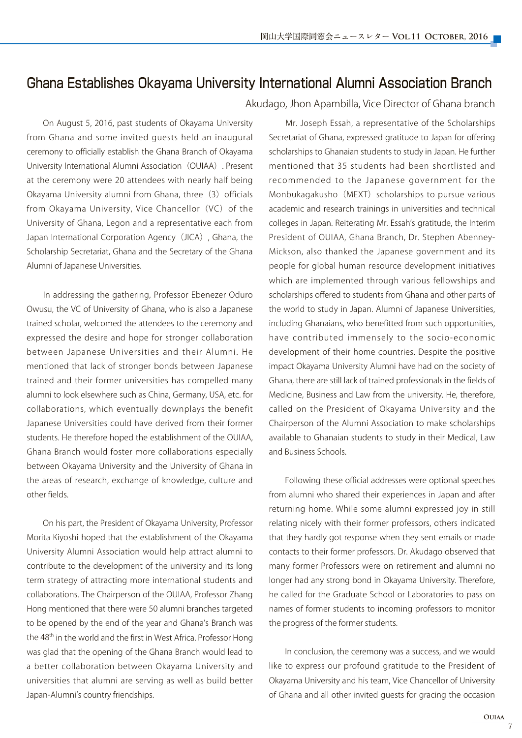# Ghana Establishes Okayama University International Alumni Association Branch

Akudago, Jhon Apambilla, Vice Director of Ghana branch

On August 5, 2016, past students of Okayama University from Ghana and some invited guests held an inaugural ceremony to officially establish the Ghana Branch of Okayama University International Alumni Association（OUIAA）. Present at the ceremony were 20 attendees with nearly half being Okayama University alumni from Ghana, three（3）officials from Okayama University, Vice Chancellor（VC）of the University of Ghana, Legon and a representative each from Japan International Corporation Agency（JICA）, Ghana, the Scholarship Secretariat, Ghana and the Secretary of the Ghana Alumni of Japanese Universities.

In addressing the gathering, Professor Ebenezer Oduro Owusu, the VC of University of Ghana, who is also a Japanese trained scholar, welcomed the attendees to the ceremony and expressed the desire and hope for stronger collaboration between Japanese Universities and their Alumni. He mentioned that lack of stronger bonds between Japanese trained and their former universities has compelled many alumni to look elsewhere such as China, Germany, USA, etc. for collaborations, which eventually downplays the benefit Japanese Universities could have derived from their former students. He therefore hoped the establishment of the OUIAA, Ghana Branch would foster more collaborations especially between Okayama University and the University of Ghana in the areas of research, exchange of knowledge, culture and other fields.

On his part, the President of Okayama University, Professor Morita Kiyoshi hoped that the establishment of the Okayama University Alumni Association would help attract alumni to contribute to the development of the university and its long term strategy of attracting more international students and collaborations. The Chairperson of the OUIAA, Professor Zhang Hong mentioned that there were 50 alumni branches targeted to be opened by the end of the year and Ghana's Branch was the 48th in the world and the first in West Africa. Professor Hong was glad that the opening of the Ghana Branch would lead to a better collaboration between Okayama University and universities that alumni are serving as well as build better Japan-Alumni's country friendships.

Mr. Joseph Essah, a representative of the Scholarships Secretariat of Ghana, expressed gratitude to Japan for offering scholarships to Ghanaian students to study in Japan. He further mentioned that 35 students had been shortlisted and recommended to the Japanese government for the Monbukagakusho（MEXT）scholarships to pursue various academic and research trainings in universities and technical colleges in Japan. Reiterating Mr. Essah's gratitude, the Interim President of OUIAA, Ghana Branch, Dr. Stephen Abenney-Mickson, also thanked the Japanese government and its people for global human resource development initiatives which are implemented through various fellowships and scholarships offered to students from Ghana and other parts of the world to study in Japan. Alumni of Japanese Universities, including Ghanaians, who benefitted from such opportunities, have contributed immensely to the socio-economic development of their home countries. Despite the positive impact Okayama University Alumni have had on the society of Ghana, there are still lack of trained professionals in the fields of Medicine, Business and Law from the university. He, therefore, called on the President of Okayama University and the Chairperson of the Alumni Association to make scholarships available to Ghanaian students to study in their Medical, Law and Business Schools.

Following these official addresses were optional speeches from alumni who shared their experiences in Japan and after returning home. While some alumni expressed joy in still relating nicely with their former professors, others indicated that they hardly got response when they sent emails or made contacts to their former professors. Dr. Akudago observed that many former Professors were on retirement and alumni no longer had any strong bond in Okayama University. Therefore, he called for the Graduate School or Laboratories to pass on names of former students to incoming professors to monitor the progress of the former students.

In conclusion, the ceremony was a success, and we would like to express our profound gratitude to the President of Okayama University and his team, Vice Chancellor of University of Ghana and all other invited guests for gracing the occasion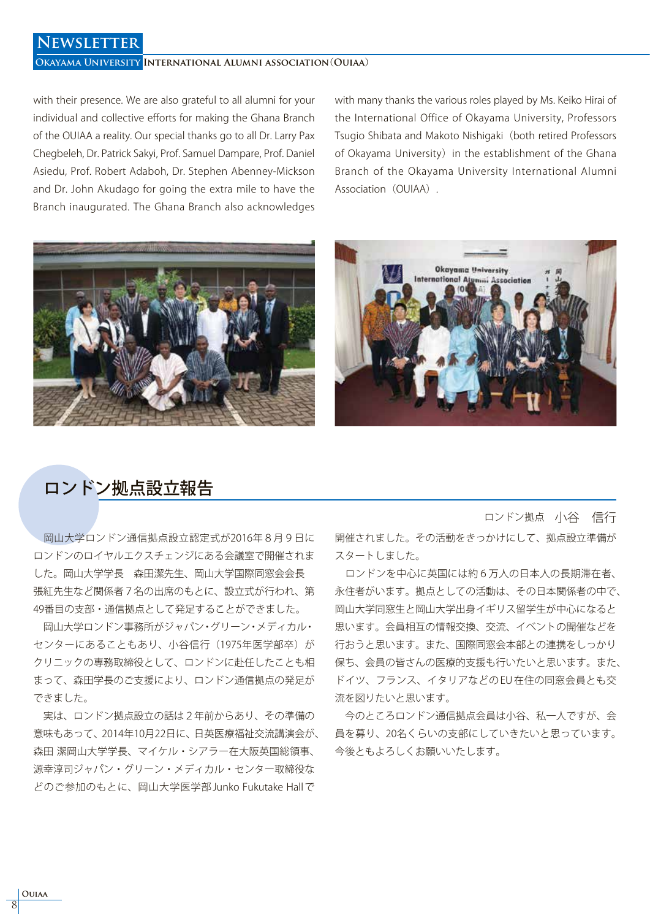with their presence. We are also grateful to all alumni for your individual and collective efforts for making the Ghana Branch of the OUIAA a reality. Our special thanks go to all Dr. Larry Pax Chegbeleh, Dr. Patrick Sakyi, Prof. Samuel Dampare, Prof. Daniel Asiedu, Prof. Robert Adaboh, Dr. Stephen Abenney-Mickson and Dr. John Akudago for going the extra mile to have the Branch inaugurated. The Ghana Branch also acknowledges with many thanks the various roles played by Ms. Keiko Hirai of the International Office of Okayama University, Professors Tsugio Shibata and Makoto Nishigaki（both retired Professors of Okayama University）in the establishment of the Ghana Branch of the Okayama University International Alumni Association（OUIAA）.

## ロンドン拠点設立報告

ロンドン拠点　小谷　信行

岡山大学ロンドン通信拠点設立認定式が2016年８月９日にロンドンのロイヤルエクスチェンジにある会議室で開催されました。岡山大学学長　森田潔先生、岡山大学国際同窓会会長張紅先生など関係者７名の出席のもとに、設立式が行われ、第49番目の支部・通信拠点として発足することができました。

岡山大学ロンドン事務所がジャパン・グリーン・メディカル・センターにあることもあり、小谷信行（1975年医学部卒）がクリニックの専務取締役として、ロンドンに赴任したことも相まって、森田学長のご支援により、ロンドン通信拠点の発足ができました。

実は、ロンドン拠点設立の話は２年前からあり、その準備の意味もあって、2014年10月22日に、日英医療福祉交流講演会が、森田 潔岡山大学学長、マイケル・シアラー在大阪英国総領事、源幸淳司ジャパン・グリーン・メディカル・センター取締役などのご参加のもとに、岡山大学医学部Junko Fukutake Hallで開催されました。その活動をきっかけにして、拠点設立準備がスタートしました。

ロンドンを中心に英国には約６万人の日本人の長期滞在者、永住者がいます。拠点としての活動は、その日本関係者の中で、岡山大学同窓生と岡山大学出身イギリス留学生が中心になると思います。会員相互の情報交換、交流、イベントの開催などを行おうと思います。また、国際同窓会本部との連携をしっかり保ち、会員の皆さんの医療的支援も行いたいと思います。また、ドイツ、フランス、イタリアなどのEU在住の同窓会員とも交流を図りたいと思います。

今のところロンドン通信拠点会員は小谷、私一人ですが、会員を募り、20名くらいの支部にしていきたいと思っています。今後ともよろしくお願いいたします。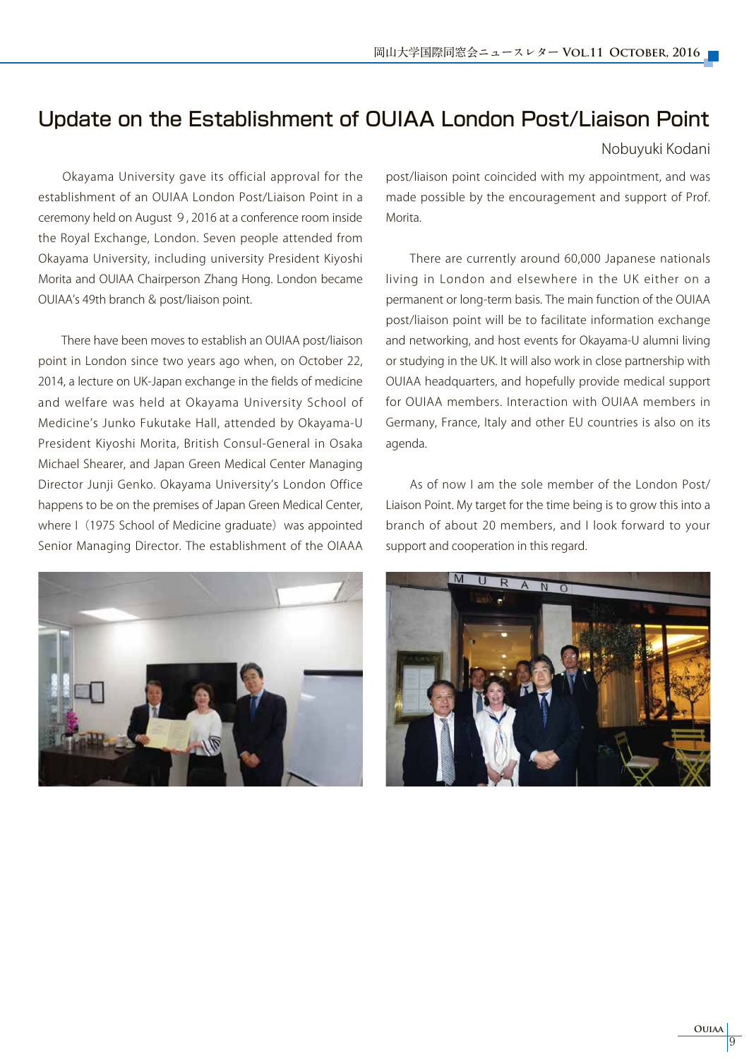# Update on the Establishment of OUIAA London Post/Liaison Point

Nobuyuki Kodani

Okayama University gave its official approval for the establishment of an OUIAA London Post/Liaison Point in a ceremony held on August 9, 2016 at a conference room inside the Royal Exchange, London. Seven people attended from Okayama University, including university President Kiyoshi Morita and OUIAA Chairperson Zhang Hong. London became OUIAA's 49th branch & post/liaison point.

There have been moves to establish an OUIAA post/liaison point in London since two years ago when, on October 22, 2014, a lecture on UK-Japan exchange in the fields of medicine and welfare was held at Okayama University School of Medicine's Junko Fukutake Hall, attended by Okayama-U President Kiyoshi Morita, British Consul-General in Osaka Michael Shearer, and Japan Green Medical Center Managing Director Junji Genko. Okayama University's London Office happens to be on the premises of Japan Green Medical Center, where I (1975 School of Medicine graduate) was appointed Senior Managing Director. The establishment of the OIAAA post/liaison point coincided with my appointment, and was made possible by the encouragement and support of Prof. Morita.

There are currently around 60,000 Japanese nationals living in London and elsewhere in the UK either on a permanent or long-term basis. The main function of the OUIAA post/liaison point will be to facilitate information exchange and networking, and host events for Okayama-U alumni living or studying in the UK. It will also work in close partnership with OUIAA headquarters, and hopefully provide medical support for OUIAA members. Interaction with OUIAA members in Germany, France, Italy and other EU countries is also on its agenda.

As of now I am the sole member of the London Post/Liaison Point. My target for the time being is to grow this into a branch of about 20 members, and I look forward to your support and cooperation in this regard.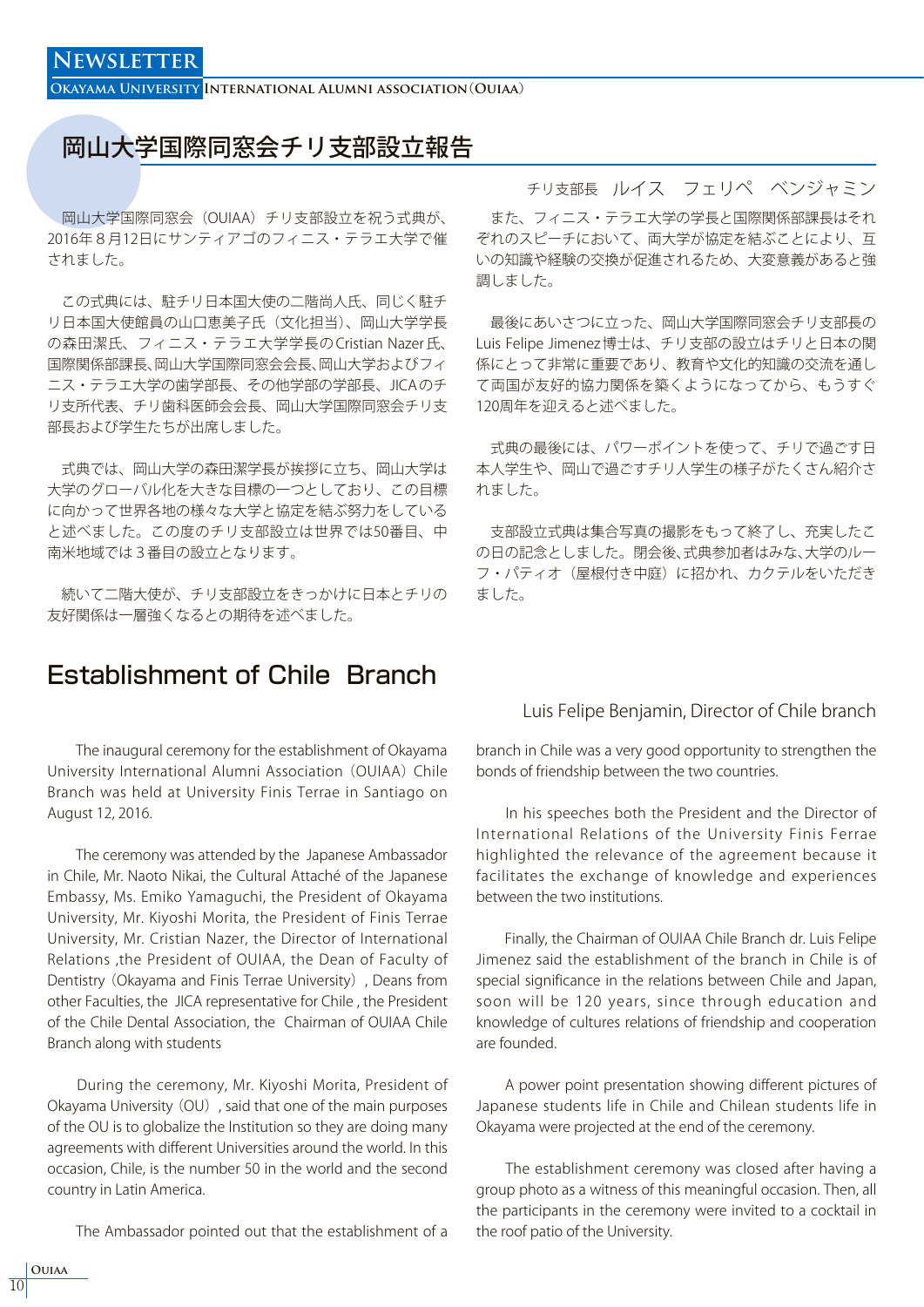# 岡山大学国際同窓会チリ支部設立報告

チリ支部長　ルイス　フェリペ　ベンジャミン

岡山大学国際同窓会（OUIAA）チリ支部設立を祝う式典が、2016年８月12日にサンティアゴのフィニス・テラエ大学で催されました。

この式典には、駐チリ日本国大使の二階尚人氏、同じく駐チリ日本国大使館員の山口恵美子氏（文化担当）、岡山大学学長の森田潔氏、フィニス・テラエ大学学長のCristian Nazer氏、国際関係部課長､岡山大学国際同窓会会長､岡山大学およびフィニス・テラエ大学の歯学部長、その他学部の学部長、JICAのチリ支所代表、チリ歯科医師会会長、岡山大学国際同窓会チリ支部長および学生たちが出席しました。

式典では、岡山大学の森田潔学長が挨拶に立ち、岡山大学は大学のグローバル化を大きな目標の一つとしており、この目標に向かって世界各地の様々な大学と協定を結ぶ努力をしていると述べました。この度のチリ支部設立は世界では50番目、中南米地域では３番目の設立となります。

続いて二階大使が、チリ支部設立をきっかけに日本とチリの友好関係は一層強くなるとの期待を述べました。

また、フィニス・テラエ大学の学長と国際関係部課長はそれぞれのスピーチにおいて、両大学が協定を結ぶことにより、互いの知識や経験の交換が促進されるため、大変意義があると強調しました。

最後にあいさつに立った、岡山大学国際同窓会チリ支部長のLuis Felipe Jimenez博士は、チリ支部の設立はチリと日本の関係にとって非常に重要であり、教育や文化的知識の交流を通して両国が友好的協力関係を築くようになってから、もうすぐ120周年を迎えると述べました。

式典の最後には、パワーポイントを使って、チリで過ごす日本人学生や、岡山で過ごすチリ人学生の様子がたくさん紹介されました。

支部設立式典は集合写真の撮影をもって終了し、充実したこの日の記念としました。閉会後､式典参加者はみな､大学のルーフ・パティオ（屋根付き中庭）に招かれ、カクテルをいただきました。

# Establishment of Chile Branch

Luis Felipe Benjamin, Director of Chile branch

The inaugural ceremony for the establishment of Okayama University International Alumni Association（OUIAA）Chile Branch was held at University Finis Terrae in Santiago on August 12, 2016.

The ceremony was attended by the Japanese Ambassador in Chile, Mr. Naoto Nikai, the Cultural Attaché of the Japanese Embassy, Ms. Emiko Yamaguchi, the President of Okayama University, Mr. Kiyoshi Morita, the President of Finis Terrae University, Mr. Cristian Nazer, the Director of International Relations ,the President of OUIAA, the Dean of Faculty of Dentistry（Okayama and Finis Terrae University）, Deans from other Faculties, the JICA representative for Chile , the President of the Chile Dental Association, the Chairman of OUIAA Chile Branch along with students

During the ceremony, Mr. Kiyoshi Morita, President of Okayama University（OU）, said that one of the main purposes of the OU is to globalize the Institution so they are doing many agreements with different Universities around the world. In this occasion, Chile, is the number 50 in the world and the second country in Latin America.

The Ambassador pointed out that the establishment of a branch in Chile was a very good opportunity to strengthen the bonds of friendship between the two countries.

In his speeches both the President and the Director of International Relations of the University Finis Ferrae highlighted the relevance of the agreement because it facilitates the exchange of knowledge and experiences between the two institutions.

Finally, the Chairman of OUIAA Chile Branch dr. Luis Felipe Jimenez said the establishment of the branch in Chile is of special significance in the relations between Chile and Japan, soon will be 120 years, since through education and knowledge of cultures relations of friendship and cooperation are founded.

A power point presentation showing different pictures of Japanese students life in Chile and Chilean students life in Okayama were projected at the end of the ceremony.

The establishment ceremony was closed after having a group photo as a witness of this meaningful occasion. Then, all the participants in the ceremony were invited to a cocktail in the roof patio of the University.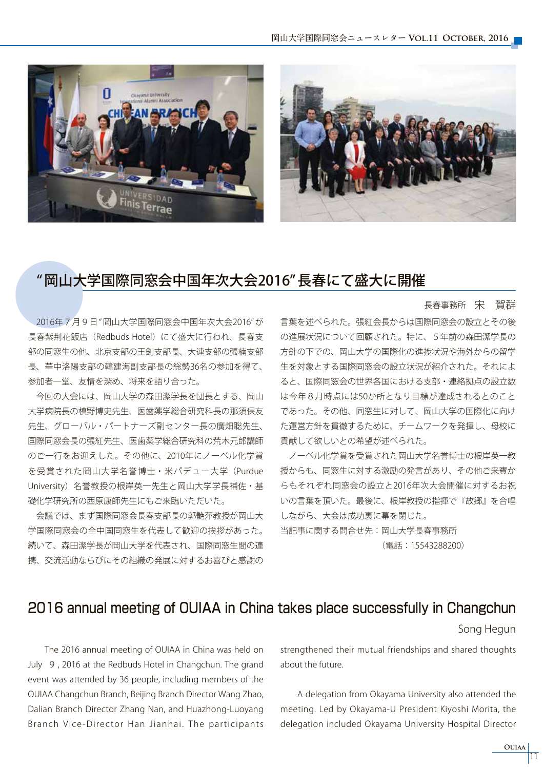## “岡山大学国際同窓会中国年次大会2016”長春にて盛大に開催

長春事務所　宋　賀群

2016年７月９日“岡山大学国際同窓会中国年次大会2016”が長春紫荆花飯店（Redbuds Hotel）にて盛大に行われ、長春支部の同窓生の他、北京支部の王釗支部長、大連支部の張楠支部長、華中洛陽支部の韓建海副支部長の総勢36名の参加を得て、参加者一堂、友情を深め、将来を語り合った。

今回の大会には、岡山大学の森田潔学長を団長とする、岡山大学病院長の槇野博史先生、医歯薬学総合研究科長の那須保友先生、グローバル・パートナーズ副センター長の廣畑聡先生、国際同窓会長の張紅先生、医歯薬学総合研究科の荒木元郎講師のご一行をお迎えした。その他に、2010年にノーベル化学賞を受賞された岡山大学名誉博士・米パデュー大学（Purdue University）名誉教授の根岸英一先生と岡山大学学長補佐・基礎化学研究所の西原康師先生にもご来臨いただいた。

会議では、まず国際同窓会長春支部長の郭艶萍教授が岡山大学国際同窓会の全中国同窓生を代表して歓迎の挨拶があった。続いて、森田潔学長が岡山大学を代表され、国際同窓生間の連携、交流活動ならびにその組織の発展に対するお喜びと感謝の言葉を述べられた。張紅会長からは国際同窓会の設立とその後の進展状況について回顧された。特に、５年前の森田潔学長の方針の下での、岡山大学の国際化の進捗状況や海外からの留学生を対象とする国際同窓会の設立状況が紹介された。それによると、国際同窓会の世界各国における支部・連絡拠点の設立数は今年８月時点には50か所となり目標が達成されるとのことであった。その他、同窓生に対して、岡山大学の国際化に向けた運営方針を貫徹するために、チームワークを発揮し、母校に貢献して欲しいとの希望が述べられた。

ノーベル化学賞を受賞された岡山大学名誉博士の根岸英一教授からも、同窓生に対する激励の発言があり、その他ご来賓からもそれぞれ同窓会の設立と2016年次大会開催に対するお祝いの言葉を頂いた。最後に、根岸教授の指揮で『故郷』を合唱しながら、大会は成功裏に幕を閉じた。

当記事に関する問合せ先：岡山大学長春事務所

（電話：15543288200）

## 2016 annual meeting of OUIAA in China takes place successfully in Changchun

Song Hegun

The 2016 annual meeting of OUIAA in China was held on July 9, 2016 at the Redbuds Hotel in Changchun. The grand event was attended by 36 people, including members of the OUIAA Changchun Branch, Beijing Branch Director Wang Zhao, Dalian Branch Director Zhang Nan, and Huazhong-Luoyang Branch Vice-Director Han Jianhai. The participants strengthened their mutual friendships and shared thoughts about the future.

A delegation from Okayama University also attended the meeting. Led by Okayama-U President Kiyoshi Morita, the delegation included Okayama University Hospital Director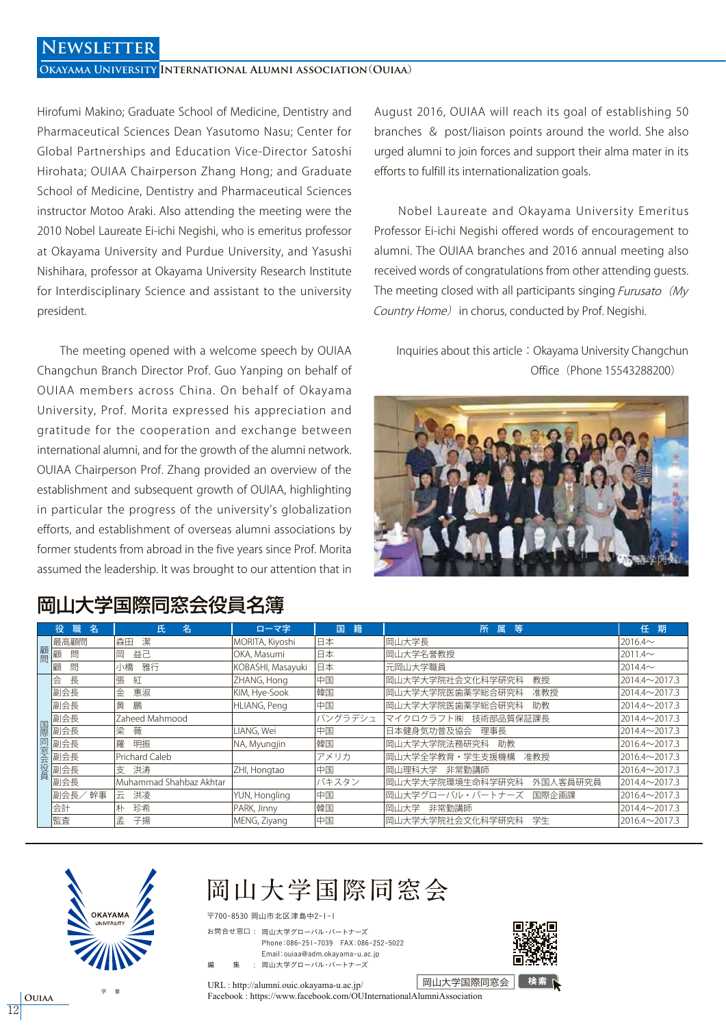Hirofumi Makino; Graduate School of Medicine, Dentistry and Pharmaceutical Sciences Dean Yasutomo Nasu; Center for Global Partnerships and Education Vice-Director Satoshi Hirohata; OUIAA Chairperson Zhang Hong; and Graduate School of Medicine, Dentistry and Pharmaceutical Sciences instructor Motoo Araki. Also attending the meeting were the 2010 Nobel Laureate Ei-ichi Negishi, who is emeritus professor at Okayama University and Purdue University, and Yasushi Nishihara, professor at Okayama University Research Institute for Interdisciplinary Science and assistant to the university president.

The meeting opened with a welcome speech by OUIAA Changchun Branch Director Prof. Guo Yanping on behalf of OUIAA members across China. On behalf of Okayama University, Prof. Morita expressed his appreciation and gratitude for the cooperation and exchange between international alumni, and for the growth of the alumni network. OUIAA Chairperson Prof. Zhang provided an overview of the establishment and subsequent growth of OUIAA, highlighting in particular the progress of the university's globalization efforts, and establishment of overseas alumni associations by former students from abroad in the five years since Prof. Morita assumed the leadership. It was brought to our attention that in August 2016, OUIAA will reach its goal of establishing 50 branches & post/liaison points around the world. She also urged alumni to join forces and support their alma mater in its efforts to fulfill its internationalization goals.

Nobel Laureate and Okayama University Emeritus Professor Ei-ichi Negishi offered words of encouragement to alumni. The OUIAA branches and 2016 annual meeting also received words of congratulations from other attending guests. The meeting closed with all participants singing *Furusato*（*My Country Home*）in chorus, conducted by Prof. Negishi.

Inquiries about this article：Okayama University Changchun Office（Phone 15543288200）

## 岡山大学国際同窓会役員名簿

| | 役職名 | 氏名 | ローマ字 | 国籍 | 所属等 | 任期 |
|---|---|---|---|---|---|---|
| 顧問 | 最高顧問 | 森田　潔 | MORITA, Kiyoshi | 日本 | 岡山大学長 | 2016.4～ |
| 顧問 | 顧　問 | 岡　益己 | OKA, Masumi | 日本 | 岡山大学名誉教授 | 2011.4～ |
| 顧問 | 顧　問 | 小橋　雅行 | KOBASHI, Masayuki | 日本 | 元岡山大学職員 | 2014.4～ |
| 国際同窓会役員 | 会　長 | 張　紅 | ZHANG, Hong | 中国 | 岡山大学大学院社会文化科学研究科　教授 | 2014.4～2017.3 |
| 国際同窓会役員 | 副会長 | 金　惠淑 | KIM, Hye-Sook | 韓国 | 岡山大学大学院医歯薬学総合研究科　准教授 | 2014.4～2017.3 |
| 国際同窓会役員 | 副会長 | 黄　鵬 | HLIANG, Peng | 中国 | 岡山大学大学院医歯薬学総合研究科　助教 | 2014.4～2017.3 |
| 国際同窓会役員 | 副会長 | Zaheed Mahmood | | バングラデシュ | マイクロクラフト㈱　技術部品質保証課長 | 2014.4～2017.3 |
| 国際同窓会役員 | 副会長 | 梁　薇 | LIANG, Wei | 中国 | 日本健身気功普及協会　理事長 | 2014.4～2017.3 |
| 国際同窓会役員 | 副会長 | 羅　明振 | NA, Myungjin | 韓国 | 岡山大学大学院法務研究科　助教 | 2016.4～2017.3 |
| 国際同窓会役員 | 副会長 | Prichard Caleb | | アメリカ | 岡山大学全学教育・学生支援機構　准教授 | 2016.4～2017.3 |
| 国際同窓会役員 | 副会長 | 支　洪涛 | ZHI, Hongtao | 中国 | 岡山理科大学　非常勤講師 | 2016.4～2017.3 |
| 国際同窓会役員 | 副会長 | Muhammad Shahbaz Akhtar | | パキスタン | 岡山大学大学院環境生命科学研究科　外国人客員研究員 | 2014.4～2017.3 |
| 国際同窓会役員 | 副会長／幹事 | 云　洪凌 | YUN, Hongling | 中国 | 岡山大学グローバル・パートナーズ　国際企画課 | 2016.4～2017.3 |
| 国際同窓会役員 | 会計 | 朴　珍希 | PARK, Jinny | 韓国 | 岡山大学　非常勤講師 | 2014.4～2017.3 |
| 国際同窓会役員 | 監査 | 孟　子揚 | MENG, Ziyang | 中国 | 岡山大学大学院社会文化科学研究科　学生 | 2016.4～2017.3 |

OKAYAMA UNIVERSITY

学章

# 岡山大学国際同窓会

〒700-8530 岡山市北区津島中2-1-1

お問合せ窓口：岡山大学グローバル・パートナーズ
Phone：086-251-7039　FAX：086-252-5022
Email：ouiaa@adm.okayama-u.ac.jp

編　集　：岡山大学グローバル・パートナーズ

URL：http://alumni.ouic.okayama-u.ac.jp/

Facebook：https://www.facebook.com/OUInternationalAlumniAssociation

岡山大学国際同窓会　検索